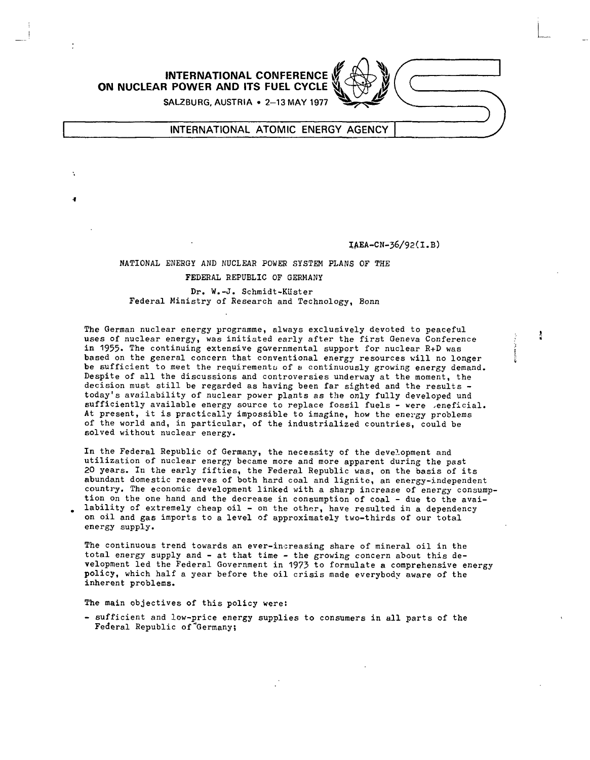INTERNATIONAL CONFERENCE ON NUCLEAR POWER AND ITS FUEL CYCLE

SALZBURG, AUSTRIA • 2–13 MAY 1977

INTERNATIONAL ATOMIC ENERGY AGENCY

IAEA-CN-36/92(I.B)

# NATIONAL ENERGY AND NUCLEAR POWER SYSTEM PLANS OF THE FEDERAL REPUBLIC OF GERMANY

Dr. W.-J. Schmidt-Küster
Federal Ministry of Research and Technology, Bonn

The German nuclear energy programme, always exclusively devoted to peaceful uses of nuclear energy, was initiated early after the first Geneva Conference in 1955. The continuing extensive governmental support for nuclear R+D was based on the general concern that conventional energy resources will no longer be sufficient to meet the requirements of a continuously growing energy demand. Despite of all the discussions and controversies underway at the moment, the decision must still be regarded as having been far sighted and the results - today's availability of nuclear power plants as the only fully developed und sufficiently available energy source to replace fossil fuels - were beneficial. At present, it is practically impossible to imagine, how the energy problems of the world and, in particular, of the industrialized countries, could be solved without nuclear energy.

In the Federal Republic of Germany, the necessity of the development and utilization of nuclear energy became more and more apparent during the past 20 years. In the early fifties, the Federal Republic was, on the basis of its abundant domestic reserves of both hard coal and lignite, an energy-independent country. The economic development linked with a sharp increase of energy consumption on the one hand and the decrease in consumption of coal - due to the availability of extremely cheap oil - on the other, have resulted in a dependency on oil and gas imports to a level of approximately two-thirds of our total energy supply.

The continuous trend towards an ever-increasing share of mineral oil in the total energy supply and - at that time - the growing concern about this development led the Federal Government in 1973 to formulate a comprehensive energy policy, which half a year before the oil crisis made everybody aware of the inherent problems.

The main objectives of this policy were:

- sufficient and low-price energy supplies to consumers in all parts of the Federal Republic of Germany;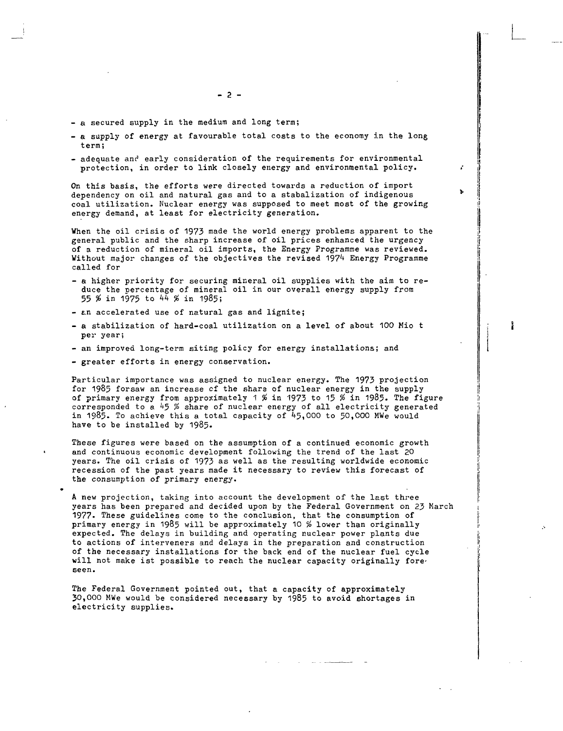- a secured supply in the medium and long term;
- a supply of energy at favourable total costs to the economy in the long term;
- adequate and early consideration of the requirements for environmental protection, in order to link closely energy and environmental policy.

On this basis, the efforts were directed towards a reduction of import dependency on oil and natural gas and to a stabalization of indigenous coal utilization. Nuclear energy was supposed to meet most of the growing energy demand, at least for electricity generation.

When the oil crisis of 1973 made the world energy problems apparent to the general public and the sharp increase of oil prices enhanced the urgency of a reduction of mineral oil imports, the Energy Programme was reviewed. Without major changes of the objectives the revised 1974 Energy Programme called for

- a higher priority for securing mineral oil supplies with the aim to reduce the percentage of mineral oil in our overall energy supply from 55 % in 1975 to 44 % in 1985;
- an accelerated use of natural gas and lignite;
- a stabilization of hard-coal utilization on a level of about 100 Mio t per year;
- an improved long-term siting policy for energy installations; and
- greater efforts in energy conservation.

Particular importance was assigned to nuclear energy. The 1973 projection for 1985 forsaw an increase of the share of nuclear energy in the supply of primary energy from approximately 1 % in 1973 to 15 % in 1985. The figure corresponded to a 45 % share of nuclear energy of all electricity generated in 1985. To achieve this a total capacity of 45,000 to 50,000 MWe would have to be installed by 1985.

These figures were based on the assumption of a continued economic growth and continuous economic development following the trend of the last 20 years. The oil crisis of 1973 as well as the resulting worldwide economic recession of the past years made it necessary to review this forecast of the consumption of primary energy.

A new projection, taking into account the development of the last three years has been prepared and decided upon by the Federal Government on 23 March 1977. These guidelines come to the conclusion, that the consumption of primary energy in 1985 will be approximately 10 % lower than originally expected. The delays in building and operating nuclear power plants due to actions of interveners and delays in the preparation and construction of the necessary installations for the back end of the nuclear fuel cycle will not make ist possible to reach the nuclear capacity originally foreseen.

The Federal Government pointed out, that a capacity of approximately 30,000 MWe would be considered necessary by 1985 to avoid shortages in electricity supplies.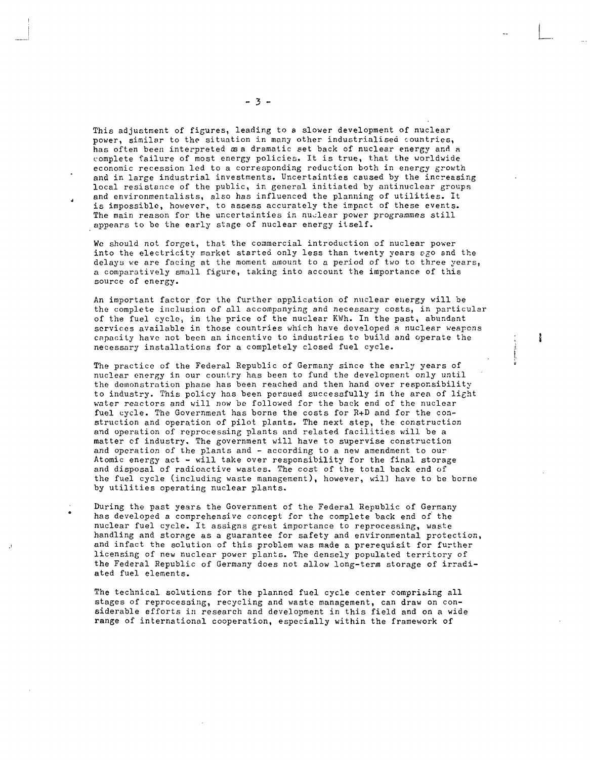This adjustment of figures, leading to a slower development of nuclear power, similar to the situation in many other industrialised countries, has often been interpreted as a dramatic set back of nuclear energy and a complete failure of most energy policies. It is true, that the worldwide economic recession led to a corresponding reduction both in energy growth and in large industrial investments. Uncertainties caused by the increasing local resistance of the public, in general initiated by antinuclear groups and environmentalists, also has influenced the planning of utilities. It is impossible, however, to assess accurately the impact of these events. The main reason for the uncertainties in nuclear power programmes still appears to be the early stage of nuclear energy itself.

We should not forget, that the commercial introduction of nuclear power into the electricity market started only less than twenty years ago and the delays we are facing at the moment amount to a period of two to three years, a comparatively small figure, taking into account the importance of this source of energy.

An important factor for the further application of nuclear energy will be the complete inclusion of all accompanying and necessary costs, in particular of the fuel cycle, in the price of the nuclear KWh. In the past, abundant services available in those countries which have developed a nuclear weapons capacity have not been an incentive to industries to build and operate the necessary installations for a completely closed fuel cycle.

The practice of the Federal Republic of Germany since the early years of nuclear energy in our country has been to fund the development only until the demonstration phase has been reached and then hand over responsibility to industry. This policy has been persued successfully in the area of light water reactors and will now be followed for the back end of the nuclear fuel cycle. The Government has borne the costs for R+D and for the construction and operation of pilot plants. The next step, the construction and operation of reprocessing plants and related facilities will be a matter of industry. The government will have to supervise construction and operation of the plants and - according to a new amendment to our Atomic energy act - will take over responsibility for the final storage and disposal of radioactive wastes. The cost of the total back end of the fuel cycle (including waste management), however, will have to be borne by utilities operating nuclear plants.

During the past years the Government of the Federal Republic of Germany has developed a comprehensive concept for the complete back end of the nuclear fuel cycle. It assigns great importance to reprocessing, waste handling and storage as a guarantee for safety and environmental protection, and infact the solution of this problem was made a prerequisit for further licensing of new nuclear power plants. The densely populated territory of the Federal Republic of Germany does not allow long-term storage of irradiated fuel elements.

The technical solutions for the planned fuel cycle center comprising all stages of reprocessing, recycling and waste management, can draw on considerable efforts in research and development in this field and on a wide range of international cooperation, especially within the framework of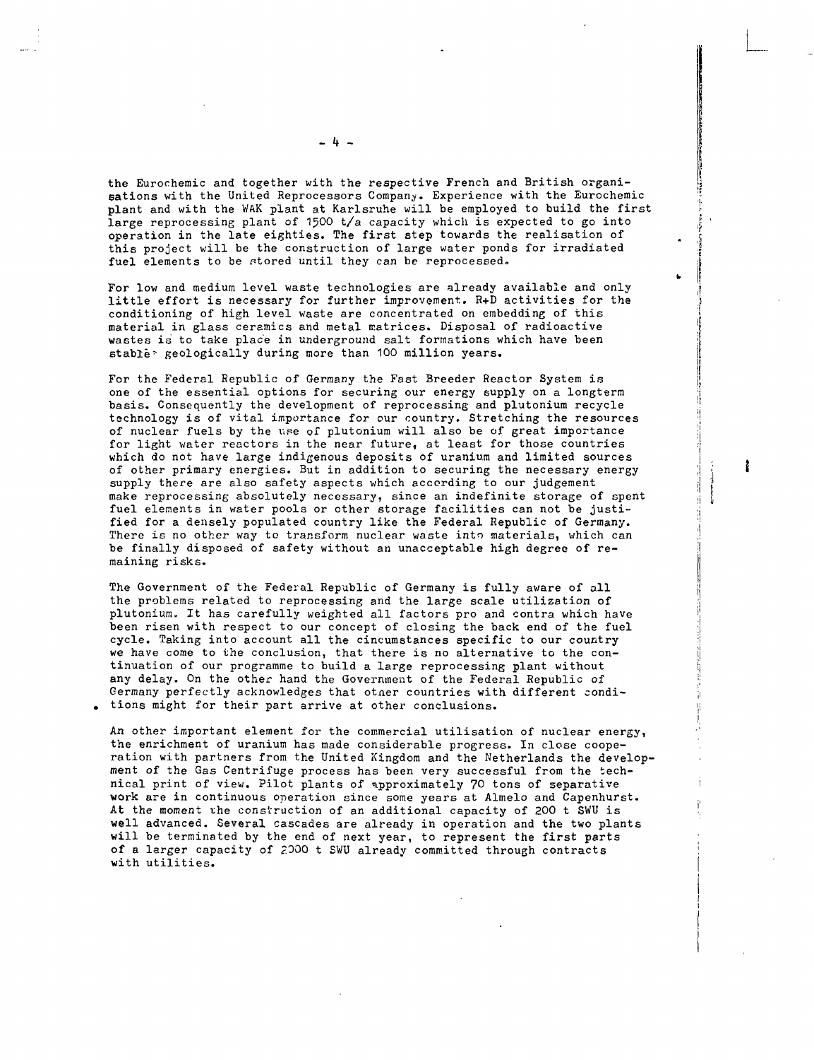the Eurochemic and together with the respective French and British organisations with the United Reprocessors Company. Experience with the Eurochemic plant and with the WAK plant at Karlsruhe will be employed to build the first large reprocessing plant of 1500 t/a capacity which is expected to go into operation in the late eighties. The first step towards the realisation of this project will be the construction of large water ponds for irradiated fuel elements to be stored until they can be reprocessed.

For low and medium level waste technologies are already available and only little effort is necessary for further improvement. R+D activities for the conditioning of high level waste are concentrated on embedding of this material in glass ceramics and metal matrices. Disposal of radioactive wastes is to take place in underground salt formations which have been stable geologically during more than 100 million years.

For the Federal Republic of Germany the Fast Breeder Reactor System is one of the essential options for securing our energy supply on a longterm basis. Consequently the development of reprocessing and plutonium recycle technology is of vital importance for our country. Stretching the resources of nuclear fuels by the use of plutonium will also be of great importance for light water reactors in the near future, at least for those countries which do not have large indigenous deposits of uranium and limited sources of other primary energies. But in addition to securing the necessary energy supply there are also safety aspects which according to our judgement make reprocessing absolutely necessary, since an indefinite storage of spent fuel elements in water pools or other storage facilities can not be justified for a densely populated country like the Federal Republic of Germany. There is no other way to transform nuclear waste into materials, which can be finally disposed of safety without an unacceptable high degree of remaining risks.

The Government of the Federal Republic of Germany is fully aware of all the problems related to reprocessing and the large scale utilization of plutonium. It has carefully weighted all factors pro and contra which have been risen with respect to our concept of closing the back end of the fuel cycle. Taking into account all the cincumstances specific to our country we have come to the conclusion, that there is no alternative to the continuation of our programme to build a large reprocessing plant without any delay. On the other hand the Government of the Federal Republic of Germany perfectly acknowledges that other countries with different conditions might for their part arrive at other conclusions.

An other important element for the commercial utilisation of nuclear energy, the enrichment of uranium has made considerable progress. In close cooperation with partners from the United Kingdom and the Netherlands the development of the Gas Centrifuge process has been very successful from the technical print of view. Pilot plants of approximately 70 tons of separative work are in continuous operation since some years at Almelo and Capenhurst. At the moment the construction of an additional capacity of 200 t SWU is well advanced. Several cascades are already in operation and the two plants will be terminated by the end of next year, to represent the first parts of a larger capacity of 2000 t SWU already committed through contracts with utilities.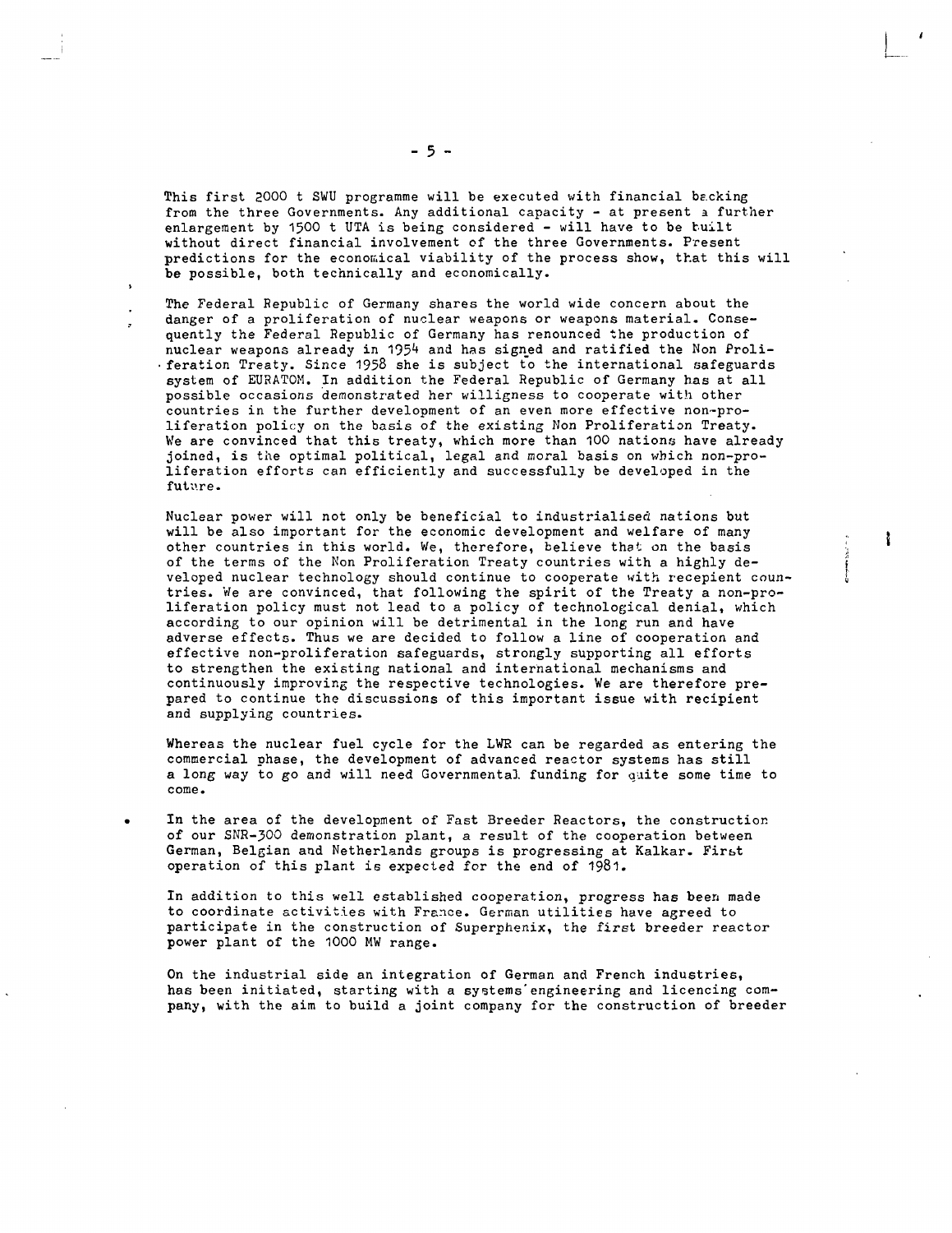This first 2000 t SWU programme will be executed with financial backing from the three Governments. Any additional capacity - at present a further enlargement by 1500 t UTA is being considered - will have to be built without direct financial involvement of the three Governments. Present predictions for the economical viability of the process show, that this will be possible, both technically and economically.

The Federal Republic of Germany shares the world wide concern about the danger of a proliferation of nuclear weapons or weapons material. Consequently the Federal Republic of Germany has renounced the production of nuclear weapons already in 1954 and has signed and ratified the Non Proliferation Treaty. Since 1958 she is subject to the international safeguards system of EURATOM. In addition the Federal Republic of Germany has at all possible occasions demonstrated her willigness to cooperate with other countries in the further development of an even more effective non-proliferation policy on the basis of the existing Non Proliferation Treaty. We are convinced that this treaty, which more than 100 nations have already joined, is the optimal political, legal and moral basis on which non-proliferation efforts can efficiently and successfully be developed in the future.

Nuclear power will not only be beneficial to industrialised nations but will be also important for the economic development and welfare of many other countries in this world. We, therefore, believe that on the basis of the terms of the Non Proliferation Treaty countries with a highly developed nuclear technology should continue to cooperate with recepient countries. We are convinced, that following the spirit of the Treaty a non-proliferation policy must not lead to a policy of technological denial, which according to our opinion will be detrimental in the long run and have adverse effects. Thus we are decided to follow a line of cooperation and effective non-proliferation safeguards, strongly supporting all efforts to strengthen the existing national and international mechanisms and continuously improving the respective technologies. We are therefore prepared to continue the discussions of this important issue with recipient and supplying countries.

Whereas the nuclear fuel cycle for the LWR can be regarded as entering the commercial phase, the development of advanced reactor systems has still a long way to go and will need Governmental funding for quite some time to come.

In the area of the development of Fast Breeder Reactors, the construction of our SNR-300 demonstration plant, a result of the cooperation between German, Belgian and Netherlands groups is progressing at Kalkar. First operation of this plant is expected for the end of 1981.

In addition to this well established cooperation, progress has been made to coordinate activities with France. German utilities have agreed to participate in the construction of Superphenix, the first breeder reactor power plant of the 1000 MW range.

On the industrial side an integration of German and French industries, has been initiated, starting with a systems'engineering and licencing company, with the aim to build a joint company for the construction of breeder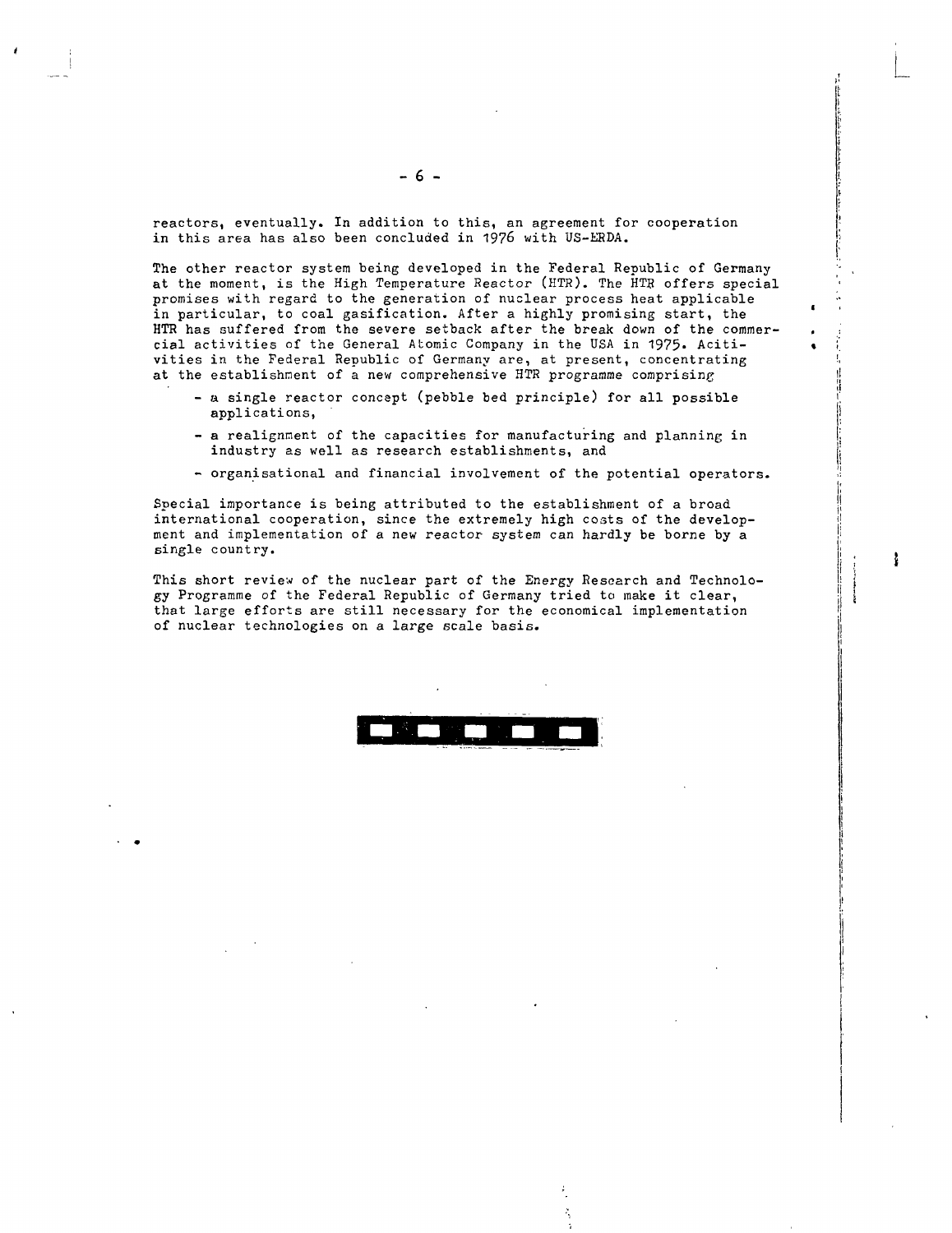reactors, eventually. In addition to this, an agreement for cooperation in this area has also been concluded in 1976 with US-ERDA.

The other reactor system being developed in the Federal Republic of Germany at the moment, is the High Temperature Reactor (HTR). The HTR offers special promises with regard to the generation of nuclear process heat applicable in particular, to coal gasification. After a highly promising start, the HTR has suffered from the severe setback after the break down of the commercial activities of the General Atomic Company in the USA in 1975. Acitivities in the Federal Republic of Germany are, at present, concentrating at the establishment of a new comprehensive HTR programme comprising

- a single reactor concept (pebble bed principle) for all possible applications,
- a realignment of the capacities for manufacturing and planning in industry as well as research establishments, and
- organisational and financial involvement of the potential operators.

Special importance is being attributed to the establishment of a broad international cooperation, since the extremely high costs of the development and implementation of a new reactor system can hardly be borne by a single country.

This short review of the nuclear part of the Energy Research and Technology Programme of the Federal Republic of Germany tried to make it clear, that large efforts are still necessary for the economical implementation of nuclear technologies on a large scale basis.